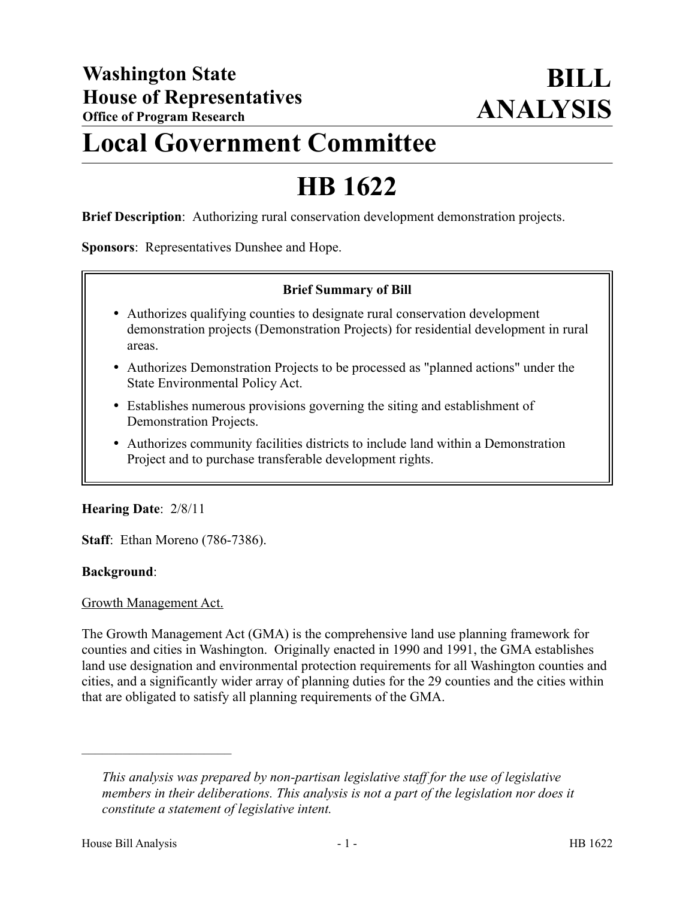**Washington State House of Representatives**
**Office of Program Research**

# BILL ANALYSIS

# Local Government Committee

# HB 1622

**Brief Description**: Authorizing rural conservation development demonstration projects.

**Sponsors**: Representatives Dunshee and Hope.

**Brief Summary of Bill**

- Authorizes qualifying counties to designate rural conservation development demonstration projects (Demonstration Projects) for residential development in rural areas.
- Authorizes Demonstration Projects to be processed as "planned actions" under the State Environmental Policy Act.
- Establishes numerous provisions governing the siting and establishment of Demonstration Projects.
- Authorizes community facilities districts to include land within a Demonstration Project and to purchase transferable development rights.

**Hearing Date**: 2/8/11

**Staff**: Ethan Moreno (786-7386).

**Background**:

Growth Management Act.

The Growth Management Act (GMA) is the comprehensive land use planning framework for counties and cities in Washington. Originally enacted in 1990 and 1991, the GMA establishes land use designation and environmental protection requirements for all Washington counties and cities, and a significantly wider array of planning duties for the 29 counties and the cities within that are obligated to satisfy all planning requirements of the GMA.

---

*This analysis was prepared by non-partisan legislative staff for the use of legislative members in their deliberations. This analysis is not a part of the legislation nor does it constitute a statement of legislative intent.*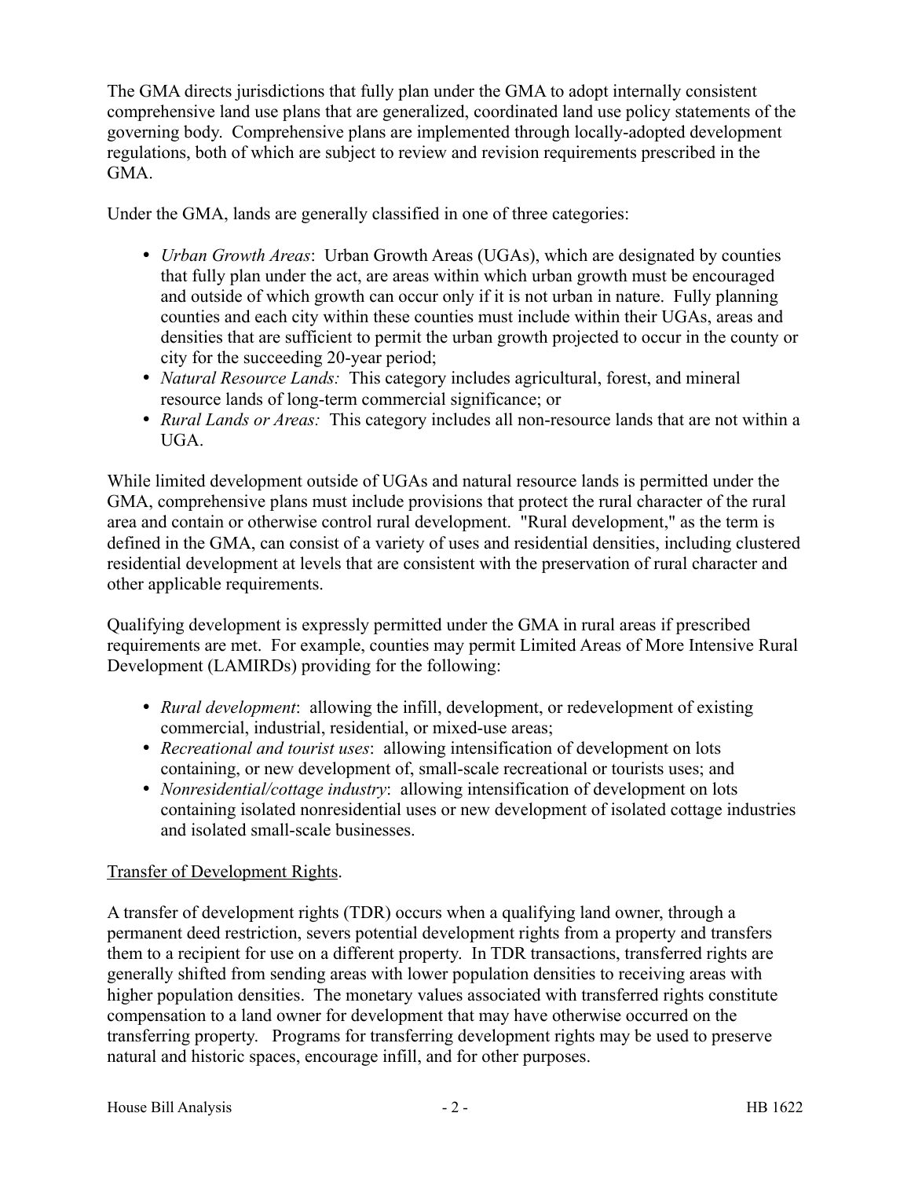The GMA directs jurisdictions that fully plan under the GMA to adopt internally consistent comprehensive land use plans that are generalized, coordinated land use policy statements of the governing body. Comprehensive plans are implemented through locally-adopted development regulations, both of which are subject to review and revision requirements prescribed in the GMA.

Under the GMA, lands are generally classified in one of three categories:

- *Urban Growth Areas*: Urban Growth Areas (UGAs), which are designated by counties that fully plan under the act, are areas within which urban growth must be encouraged and outside of which growth can occur only if it is not urban in nature. Fully planning counties and each city within these counties must include within their UGAs, areas and densities that are sufficient to permit the urban growth projected to occur in the county or city for the succeeding 20-year period;
- *Natural Resource Lands:* This category includes agricultural, forest, and mineral resource lands of long-term commercial significance; or
- *Rural Lands or Areas:* This category includes all non-resource lands that are not within a UGA.

While limited development outside of UGAs and natural resource lands is permitted under the GMA, comprehensive plans must include provisions that protect the rural character of the rural area and contain or otherwise control rural development. "Rural development," as the term is defined in the GMA, can consist of a variety of uses and residential densities, including clustered residential development at levels that are consistent with the preservation of rural character and other applicable requirements.

Qualifying development is expressly permitted under the GMA in rural areas if prescribed requirements are met. For example, counties may permit Limited Areas of More Intensive Rural Development (LAMIRDs) providing for the following:

- *Rural development*: allowing the infill, development, or redevelopment of existing commercial, industrial, residential, or mixed-use areas;
- *Recreational and tourist uses*: allowing intensification of development on lots containing, or new development of, small-scale recreational or tourists uses; and
- *Nonresidential/cottage industry*: allowing intensification of development on lots containing isolated nonresidential uses or new development of isolated cottage industries and isolated small-scale businesses.

<u>Transfer of Development Rights</u>.

A transfer of development rights (TDR) occurs when a qualifying land owner, through a permanent deed restriction, severs potential development rights from a property and transfers them to a recipient for use on a different property. In TDR transactions, transferred rights are generally shifted from sending areas with lower population densities to receiving areas with higher population densities. The monetary values associated with transferred rights constitute compensation to a land owner for development that may have otherwise occurred on the transferring property. Programs for transferring development rights may be used to preserve natural and historic spaces, encourage infill, and for other purposes.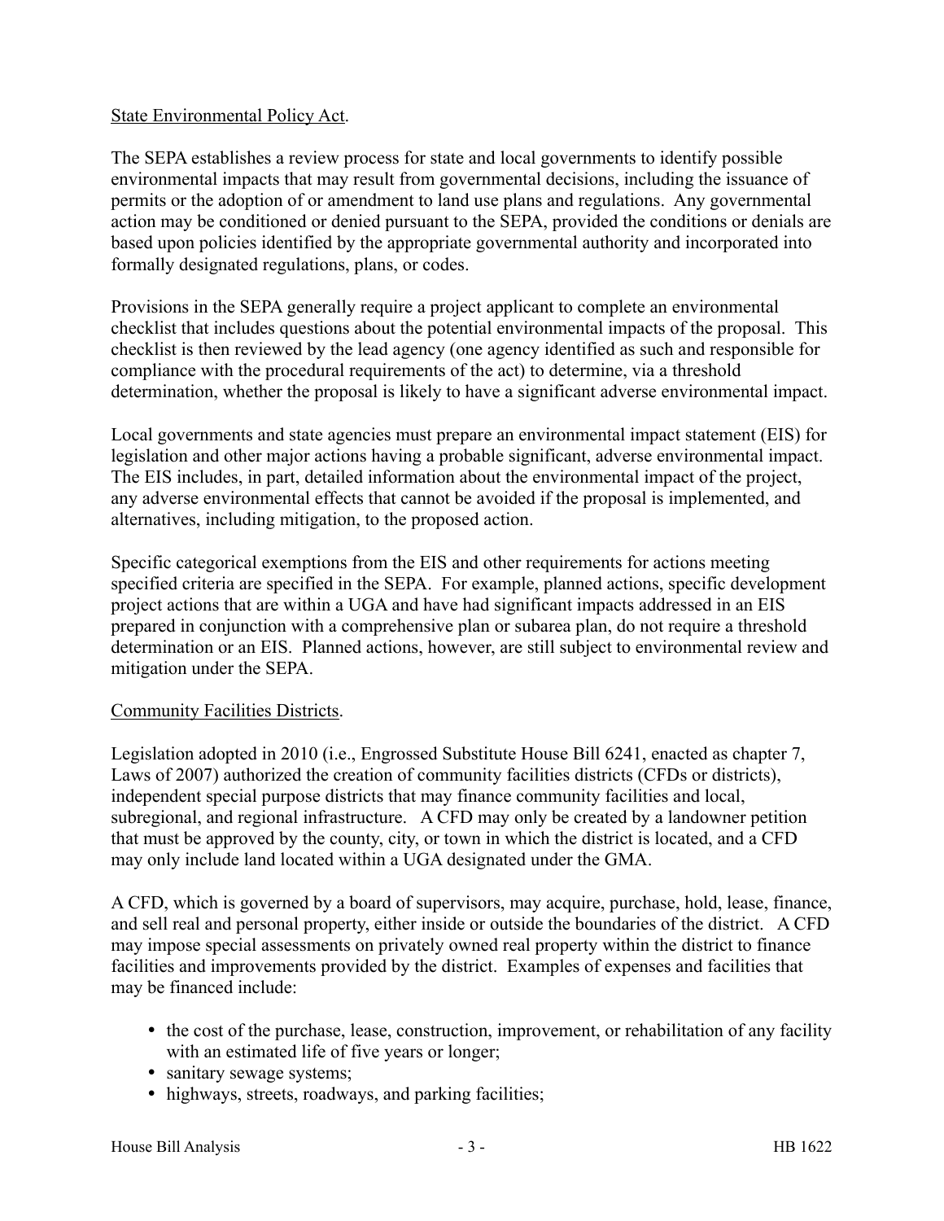State Environmental Policy Act.

The SEPA establishes a review process for state and local governments to identify possible environmental impacts that may result from governmental decisions, including the issuance of permits or the adoption of or amendment to land use plans and regulations. Any governmental action may be conditioned or denied pursuant to the SEPA, provided the conditions or denials are based upon policies identified by the appropriate governmental authority and incorporated into formally designated regulations, plans, or codes.

Provisions in the SEPA generally require a project applicant to complete an environmental checklist that includes questions about the potential environmental impacts of the proposal. This checklist is then reviewed by the lead agency (one agency identified as such and responsible for compliance with the procedural requirements of the act) to determine, via a threshold determination, whether the proposal is likely to have a significant adverse environmental impact.

Local governments and state agencies must prepare an environmental impact statement (EIS) for legislation and other major actions having a probable significant, adverse environmental impact. The EIS includes, in part, detailed information about the environmental impact of the project, any adverse environmental effects that cannot be avoided if the proposal is implemented, and alternatives, including mitigation, to the proposed action.

Specific categorical exemptions from the EIS and other requirements for actions meeting specified criteria are specified in the SEPA. For example, planned actions, specific development project actions that are within a UGA and have had significant impacts addressed in an EIS prepared in conjunction with a comprehensive plan or subarea plan, do not require a threshold determination or an EIS. Planned actions, however, are still subject to environmental review and mitigation under the SEPA.

Community Facilities Districts.

Legislation adopted in 2010 (i.e., Engrossed Substitute House Bill 6241, enacted as chapter 7, Laws of 2007) authorized the creation of community facilities districts (CFDs or districts), independent special purpose districts that may finance community facilities and local, subregional, and regional infrastructure. A CFD may only be created by a landowner petition that must be approved by the county, city, or town in which the district is located, and a CFD may only include land located within a UGA designated under the GMA.

A CFD, which is governed by a board of supervisors, may acquire, purchase, hold, lease, finance, and sell real and personal property, either inside or outside the boundaries of the district. A CFD may impose special assessments on privately owned real property within the district to finance facilities and improvements provided by the district. Examples of expenses and facilities that may be financed include:

- the cost of the purchase, lease, construction, improvement, or rehabilitation of any facility with an estimated life of five years or longer;
- sanitary sewage systems;
- highways, streets, roadways, and parking facilities;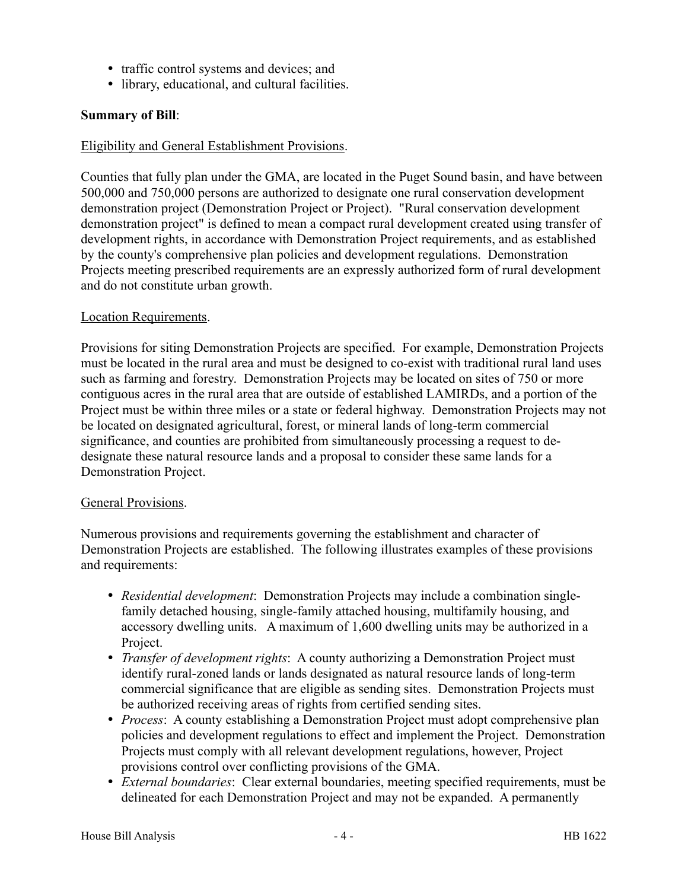- traffic control systems and devices; and
- library, educational, and cultural facilities.

**Summary of Bill**:

Eligibility and General Establishment Provisions.

Counties that fully plan under the GMA, are located in the Puget Sound basin, and have between 500,000 and 750,000 persons are authorized to designate one rural conservation development demonstration project (Demonstration Project or Project). "Rural conservation development demonstration project" is defined to mean a compact rural development created using transfer of development rights, in accordance with Demonstration Project requirements, and as established by the county's comprehensive plan policies and development regulations. Demonstration Projects meeting prescribed requirements are an expressly authorized form of rural development and do not constitute urban growth.

Location Requirements.

Provisions for siting Demonstration Projects are specified. For example, Demonstration Projects must be located in the rural area and must be designed to co-exist with traditional rural land uses such as farming and forestry. Demonstration Projects may be located on sites of 750 or more contiguous acres in the rural area that are outside of established LAMIRDs, and a portion of the Project must be within three miles or a state or federal highway. Demonstration Projects may not be located on designated agricultural, forest, or mineral lands of long-term commercial significance, and counties are prohibited from simultaneously processing a request to de-designate these natural resource lands and a proposal to consider these same lands for a Demonstration Project.

General Provisions.

Numerous provisions and requirements governing the establishment and character of Demonstration Projects are established. The following illustrates examples of these provisions and requirements:

- *Residential development*: Demonstration Projects may include a combination single-family detached housing, single-family attached housing, multifamily housing, and accessory dwelling units. A maximum of 1,600 dwelling units may be authorized in a Project.
- *Transfer of development rights*: A county authorizing a Demonstration Project must identify rural-zoned lands or lands designated as natural resource lands of long-term commercial significance that are eligible as sending sites. Demonstration Projects must be authorized receiving areas of rights from certified sending sites.
- *Process*: A county establishing a Demonstration Project must adopt comprehensive plan policies and development regulations to effect and implement the Project. Demonstration Projects must comply with all relevant development regulations, however, Project provisions control over conflicting provisions of the GMA.
- *External boundaries*: Clear external boundaries, meeting specified requirements, must be delineated for each Demonstration Project and may not be expanded. A permanently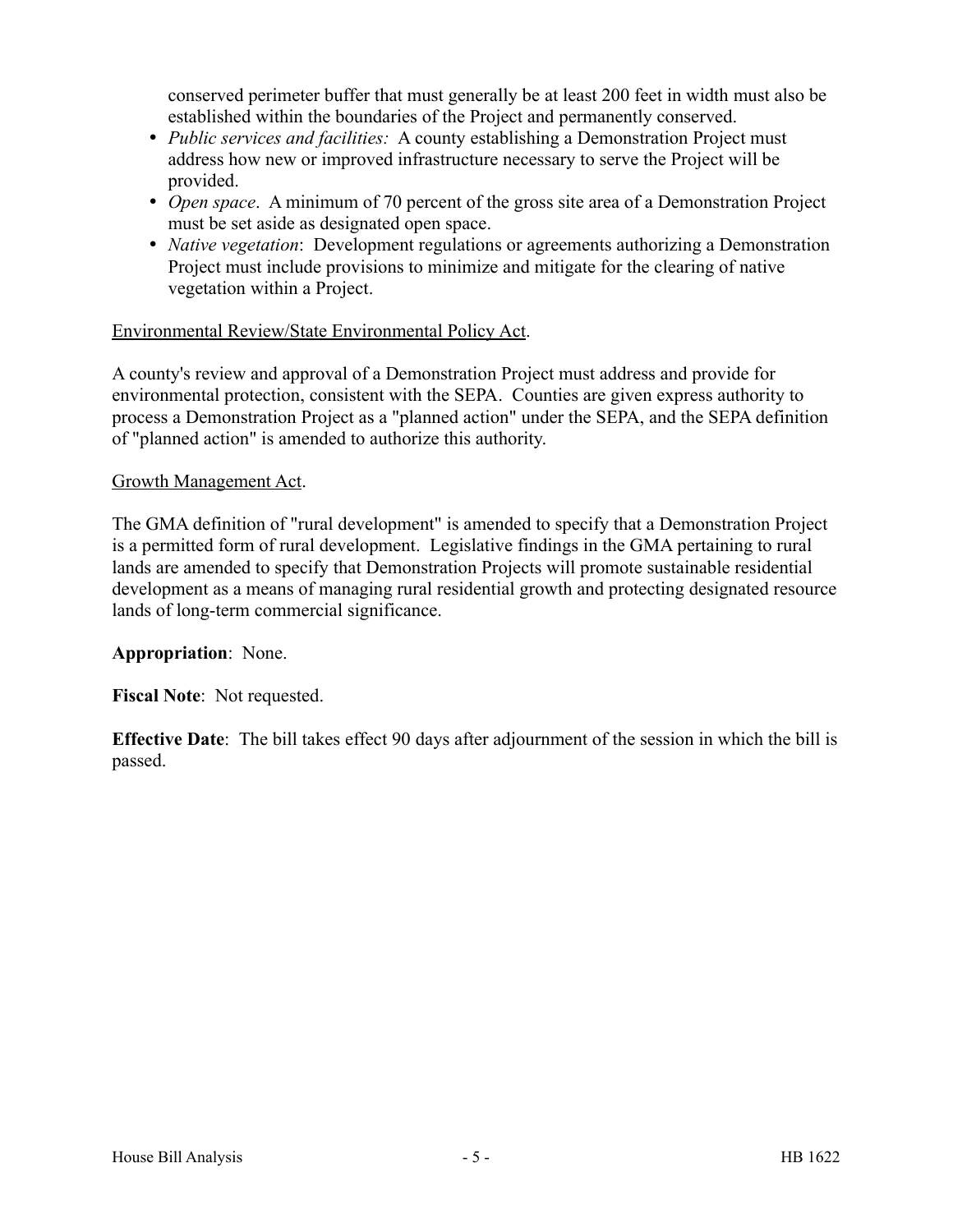conserved perimeter buffer that must generally be at least 200 feet in width must also be established within the boundaries of the Project and permanently conserved.

- *Public services and facilities:* A county establishing a Demonstration Project must address how new or improved infrastructure necessary to serve the Project will be provided.
- *Open space*. A minimum of 70 percent of the gross site area of a Demonstration Project must be set aside as designated open space.
- *Native vegetation*: Development regulations or agreements authorizing a Demonstration Project must include provisions to minimize and mitigate for the clearing of native vegetation within a Project.

<u>Environmental Review/State Environmental Policy Act</u>.

A county's review and approval of a Demonstration Project must address and provide for environmental protection, consistent with the SEPA. Counties are given express authority to process a Demonstration Project as a "planned action" under the SEPA, and the SEPA definition of "planned action" is amended to authorize this authority.

<u>Growth Management Act</u>.

The GMA definition of "rural development" is amended to specify that a Demonstration Project is a permitted form of rural development. Legislative findings in the GMA pertaining to rural lands are amended to specify that Demonstration Projects will promote sustainable residential development as a means of managing rural residential growth and protecting designated resource lands of long-term commercial significance.

**Appropriation**: None.

**Fiscal Note**: Not requested.

**Effective Date**: The bill takes effect 90 days after adjournment of the session in which the bill is passed.